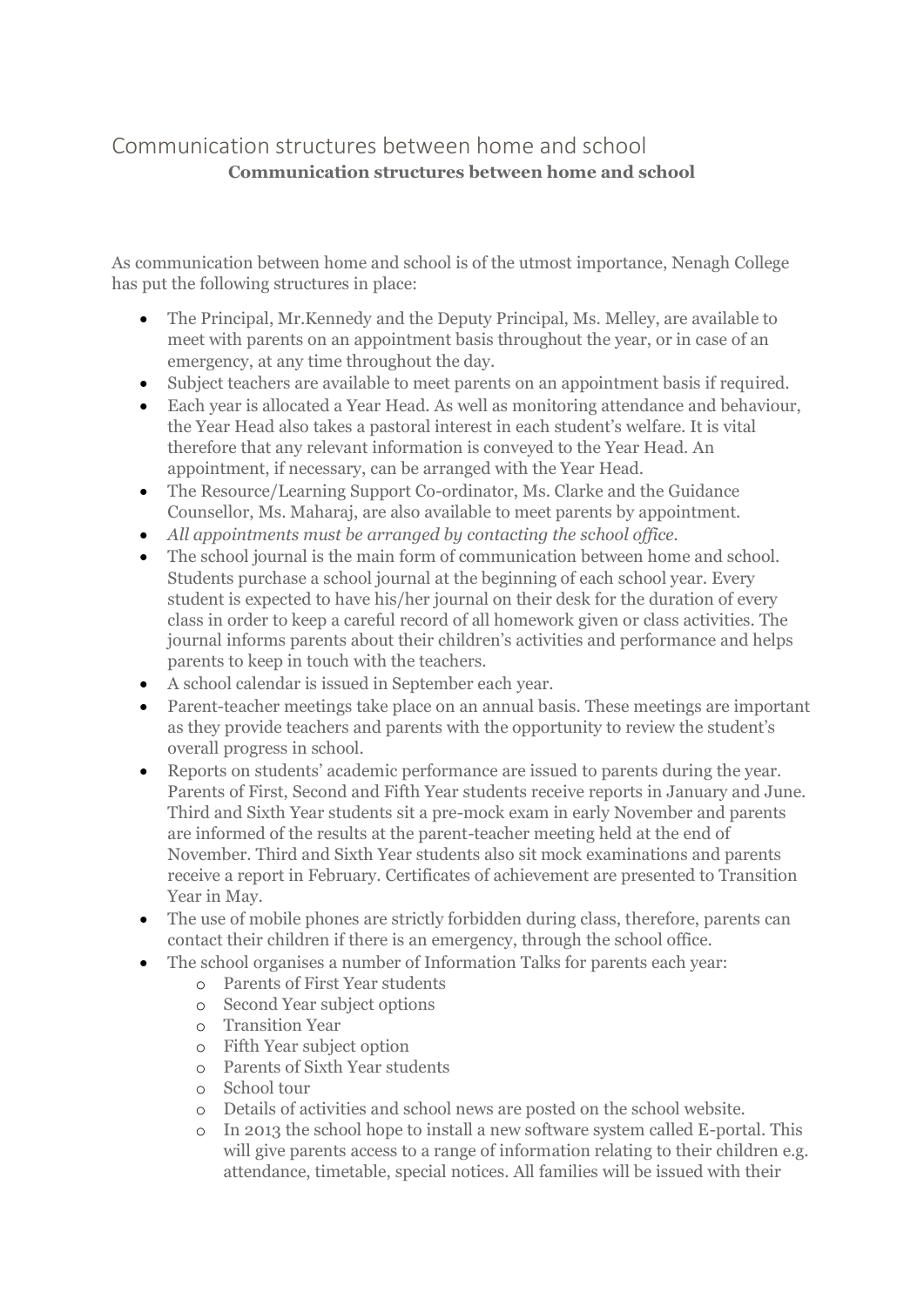# Communication structures between home and school

## **Communication structures between home and school**

As communication between home and school is of the utmost importance, Nenagh College has put the following structures in place:

- The Principal, Mr.Kennedy and the Deputy Principal, Ms. Melley, are available to meet with parents on an appointment basis throughout the year, or in case of an emergency, at any time throughout the day.
- Subject teachers are available to meet parents on an appointment basis if required.
- Each year is allocated a Year Head. As well as monitoring attendance and behaviour, the Year Head also takes a pastoral interest in each student's welfare. It is vital therefore that any relevant information is conveyed to the Year Head. An appointment, if necessary, can be arranged with the Year Head.
- The Resource/Learning Support Co-ordinator, Ms. Clarke and the Guidance Counsellor, Ms. Maharaj, are also available to meet parents by appointment.
- *All appointments must be arranged by contacting the school office.*
- The school journal is the main form of communication between home and school. Students purchase a school journal at the beginning of each school year. Every student is expected to have his/her journal on their desk for the duration of every class in order to keep a careful record of all homework given or class activities. The journal informs parents about their children's activities and performance and helps parents to keep in touch with the teachers.
- A school calendar is issued in September each year.
- Parent-teacher meetings take place on an annual basis. These meetings are important as they provide teachers and parents with the opportunity to review the student's overall progress in school.
- Reports on students' academic performance are issued to parents during the year. Parents of First, Second and Fifth Year students receive reports in January and June. Third and Sixth Year students sit a pre-mock exam in early November and parents are informed of the results at the parent-teacher meeting held at the end of November. Third and Sixth Year students also sit mock examinations and parents receive a report in February. Certificates of achievement are presented to Transition Year in May.
- The use of mobile phones are strictly forbidden during class, therefore, parents can contact their children if there is an emergency, through the school office.
- The school organises a number of Information Talks for parents each year:
    - Parents of First Year students
    - Second Year subject options
    - Transition Year
    - Fifth Year subject option
    - Parents of Sixth Year students
    - School tour
    - Details of activities and school news are posted on the school website.
    - In 2013 the school hope to install a new software system called E-portal. This will give parents access to a range of information relating to their children e.g. attendance, timetable, special notices. All families will be issued with their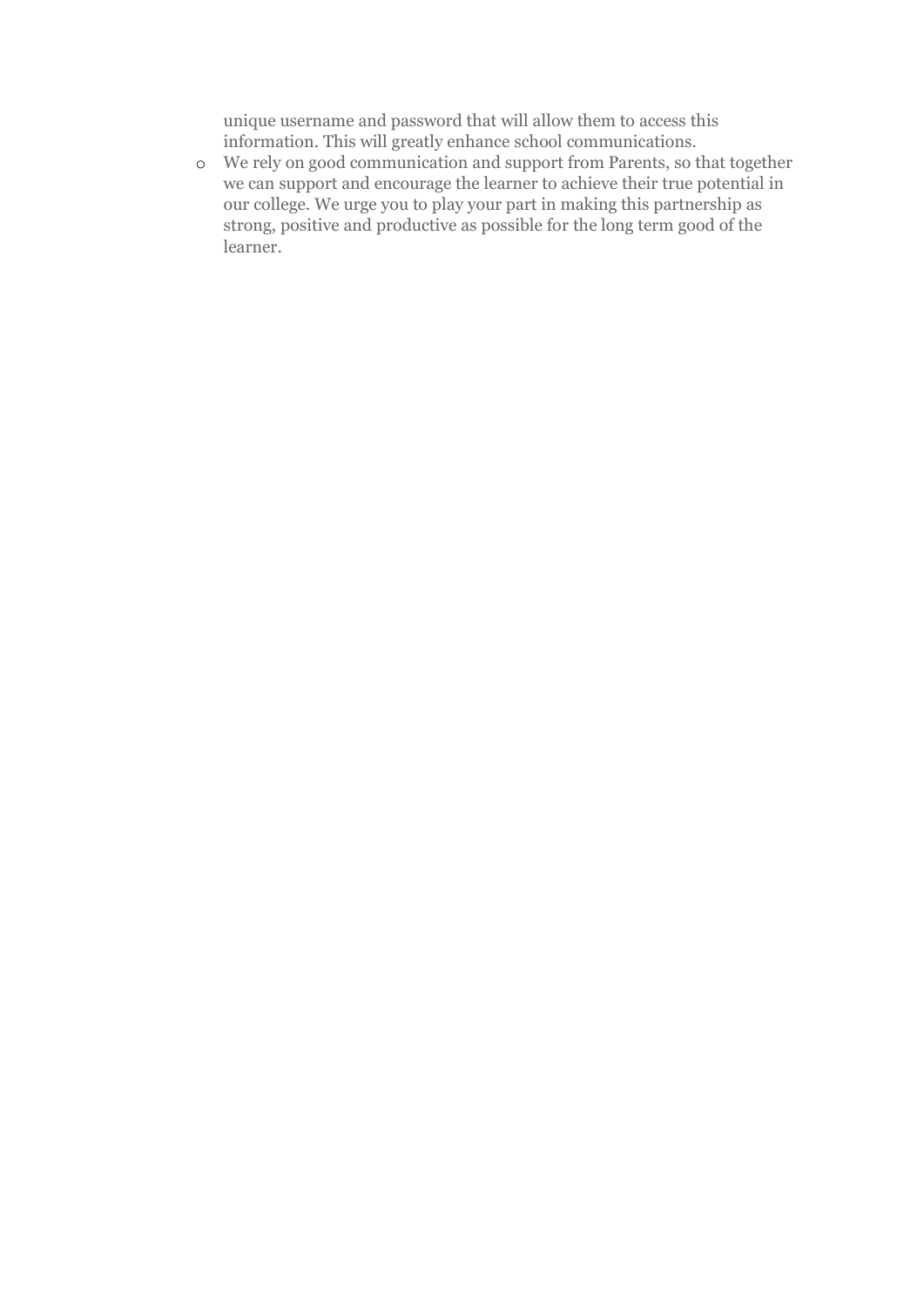unique username and password that will allow them to access this information. This will greatly enhance school communications.

- We rely on good communication and support from Parents, so that together we can support and encourage the learner to achieve their true potential in our college. We urge you to play your part in making this partnership as strong, positive and productive as possible for the long term good of the learner.